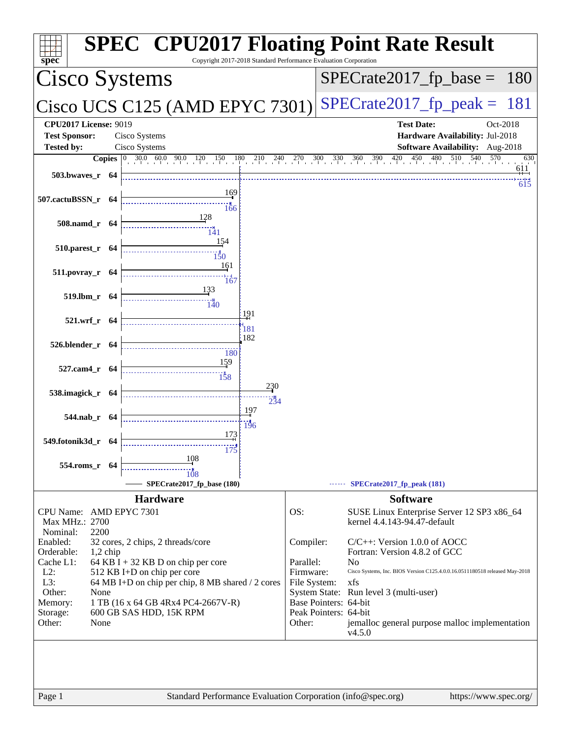# SPEC CPU2017 Floating Point Rate Result

Copyright 2017-2018 Standard Performance Evaluation Corporation

## Cisco Systems

## Cisco UCS C125 (AMD EPYC 7301)

SPECrate2017_fp_base = 180

SPECrate2017_fp_peak = 181

**CPU2017 License:** 9019
**Test Sponsor:** Cisco Systems
**Tested by:** Cisco Systems

**Test Date:** Oct-2018
**Hardware Availability:** Jul-2018
**Software Availability:** Aug-2018

Copies 0 30.0 60.0 90.0 120 150 180 210 240 270 300 330 360 390 420 450 480 510 540 570 630

503.bwaves_r 64 — 611 — 615
507.cactuBSSN_r 64 — 169 — 166
508.namd_r 64 — 128 — 141
510.parest_r 64 — 154 — 150
511.povray_r 64 — 161 — 167
519.lbm_r 64 — 133 — 140
521.wrf_r 64 — 191 — 181
526.blender_r 64 — 182 — 180
527.cam4_r 64 — 159 — 158
538.imagick_r 64 — 230 — 234
544.nab_r 64 — 197 — 196
549.fotonik3d_r 64 — 173 — 175
554.roms_r 64 — 108 — 108

SPECrate2017_fp_base (180)
SPECrate2017_fp_peak (181)

### Hardware

| | |
|---|---|
| CPU Name: | AMD EPYC 7301 |
| Max MHz.: | 2700 |
| Nominal: | 2200 |
| Enabled: | 32 cores, 2 chips, 2 threads/core |
| Orderable: | 1,2 chip |
| Cache L1: | 64 KB I + 32 KB D on chip per core |
| L2: | 512 KB I+D on chip per core |
| L3: | 64 MB I+D on chip per chip, 8 MB shared / 2 cores |
| Other: | None |
| Memory: | 1 TB (16 x 64 GB 4Rx4 PC4-2667V-R) |
| Storage: | 600 GB SAS HDD, 15K RPM |
| Other: | None |

### Software

| | |
|---|---|
| OS: | SUSE Linux Enterprise Server 12 SP3 x86_64 kernel 4.4.143-94.47-default |
| Compiler: | C/C++: Version 1.0.0 of AOCC Fortran: Version 4.8.2 of GCC |
| Parallel: | No |
| Firmware: | Cisco Systems, Inc. BIOS Version C125.4.0.0.16.0511180518 released May-2018 |
| File System: | xfs |
| System State: | Run level 3 (multi-user) |
| Base Pointers: | 64-bit |
| Peak Pointers: | 64-bit |
| Other: | jemalloc general purpose malloc implementation v4.5.0 |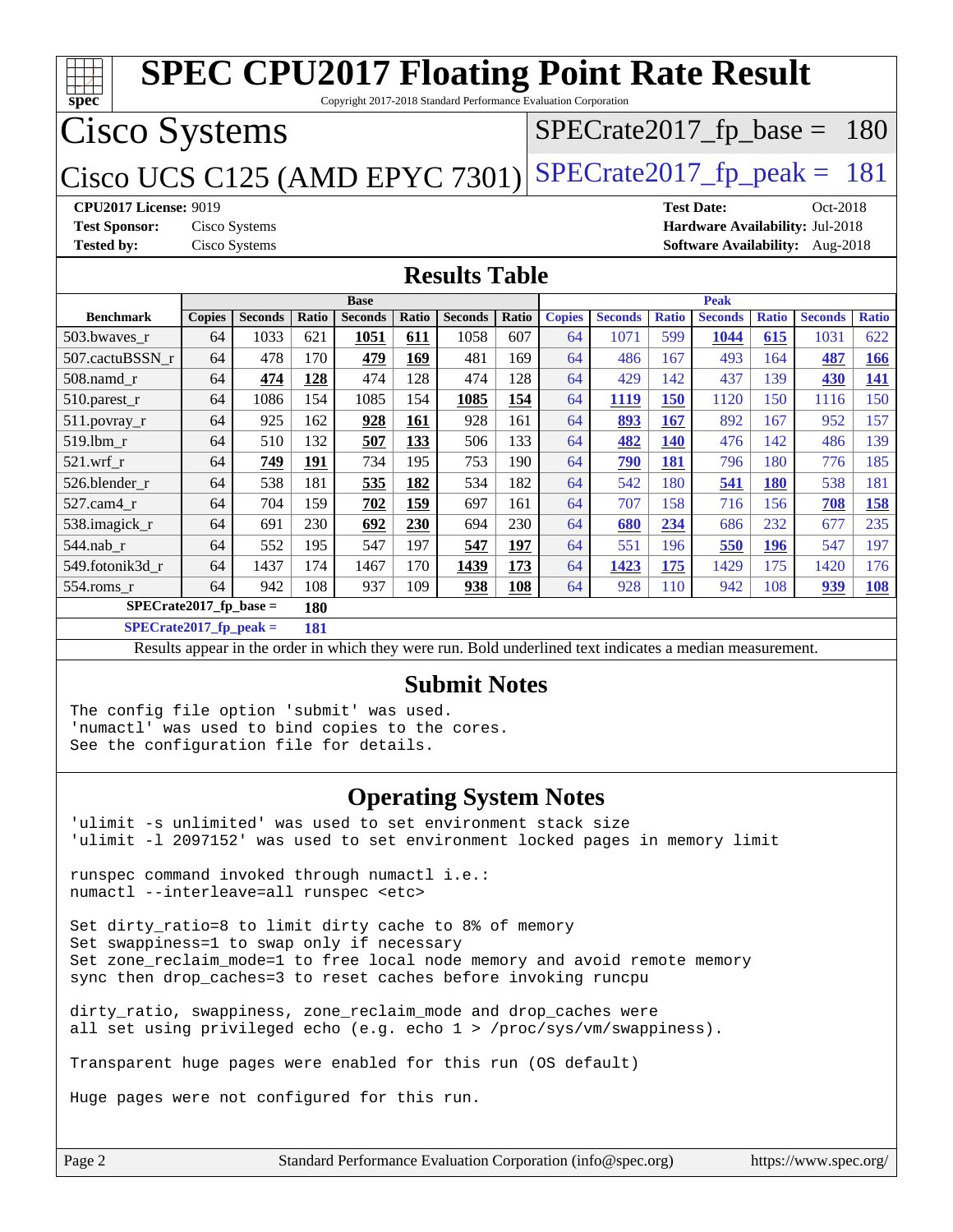# SPEC CPU2017 Floating Point Rate Result

Copyright 2017-2018 Standard Performance Evaluation Corporation

## Cisco Systems

## Cisco UCS C125 (AMD EPYC 7301)

SPECrate2017_fp_base = 180

SPECrate2017_fp_peak = 181

**CPU2017 License:** 9019
**Test Sponsor:** Cisco Systems
**Tested by:** Cisco Systems

**Test Date:** Oct-2018
**Hardware Availability:** Jul-2018
**Software Availability:** Aug-2018

## Results Table

| Benchmark | Base | | | | | | | Peak | | | | | | |
|---|---|---|---|---|---|---|---|---|---|---|---|---|---|---|
| | Copies | Seconds | Ratio | Seconds | Ratio | Seconds | Ratio | Copies | Seconds | Ratio | Seconds | Ratio | Seconds | Ratio |
| 503.bwaves_r | 64 | 1033 | 621 | **1051** | **611** | 1058 | 607 | 64 | 1071 | 599 | **1044** | **615** | 1031 | 622 |
| 507.cactuBSSN_r | 64 | 478 | 170 | **479** | **169** | 481 | 169 | 64 | 486 | 167 | 493 | 164 | **487** | **166** |
| 508.namd_r | 64 | **474** | **128** | 474 | 128 | 474 | 128 | 64 | 429 | 142 | 437 | 139 | **430** | **141** |
| 510.parest_r | 64 | 1086 | 154 | 1085 | 154 | **1085** | **154** | 64 | **1119** | **150** | 1120 | 150 | 1116 | 150 |
| 511.povray_r | 64 | 925 | 162 | **928** | **161** | 928 | 161 | 64 | **893** | **167** | 892 | 167 | 952 | 157 |
| 519.lbm_r | 64 | 510 | 132 | **507** | **133** | 506 | 133 | 64 | **482** | **140** | 476 | 142 | 486 | 139 |
| 521.wrf_r | 64 | **749** | **191** | 734 | 195 | 753 | 190 | 64 | **790** | **181** | 796 | 180 | 776 | 185 |
| 526.blender_r | 64 | 538 | 181 | **535** | **182** | 534 | 182 | 64 | 542 | 180 | **541** | **180** | 538 | 181 |
| 527.cam4_r | 64 | 704 | 159 | **702** | **159** | 697 | 161 | 64 | 707 | 158 | 716 | 156 | **708** | **158** |
| 538.imagick_r | 64 | 691 | 230 | **692** | **230** | 694 | 230 | 64 | **680** | **234** | 686 | 232 | 677 | 235 |
| 544.nab_r | 64 | 552 | 195 | 547 | 197 | **547** | **197** | 64 | 551 | 196 | **550** | **196** | 547 | 197 |
| 549.fotonik3d_r | 64 | 1437 | 174 | 1467 | 170 | **1439** | **173** | 64 | **1423** | **175** | 1429 | 175 | 1420 | 176 |
| 554.roms_r | 64 | 942 | 108 | 937 | 109 | **938** | **108** | 64 | 928 | 110 | 942 | 108 | **939** | **108** |

**SPECrate2017_fp_base = 180**

**SPECrate2017_fp_peak = 181**

Results appear in the order in which they were run. Bold underlined text indicates a median measurement.

## Submit Notes

```
The config file option 'submit' was used.
'numactl' was used to bind copies to the cores.
See the configuration file for details.
```

## Operating System Notes

```
'ulimit -s unlimited' was used to set environment stack size
'ulimit -l 2097152' was used to set environment locked pages in memory limit

runspec command invoked through numactl i.e.:
numactl --interleave=all runspec <etc>

Set dirty_ratio=8 to limit dirty cache to 8% of memory
Set swappiness=1 to swap only if necessary
Set zone_reclaim_mode=1 to free local node memory and avoid remote memory
sync then drop_caches=3 to reset caches before invoking runcpu

dirty_ratio, swappiness, zone_reclaim_mode and drop_caches were
all set using privileged echo (e.g. echo 1 > /proc/sys/vm/swappiness).

Transparent huge pages were enabled for this run (OS default)

Huge pages were not configured for this run.
```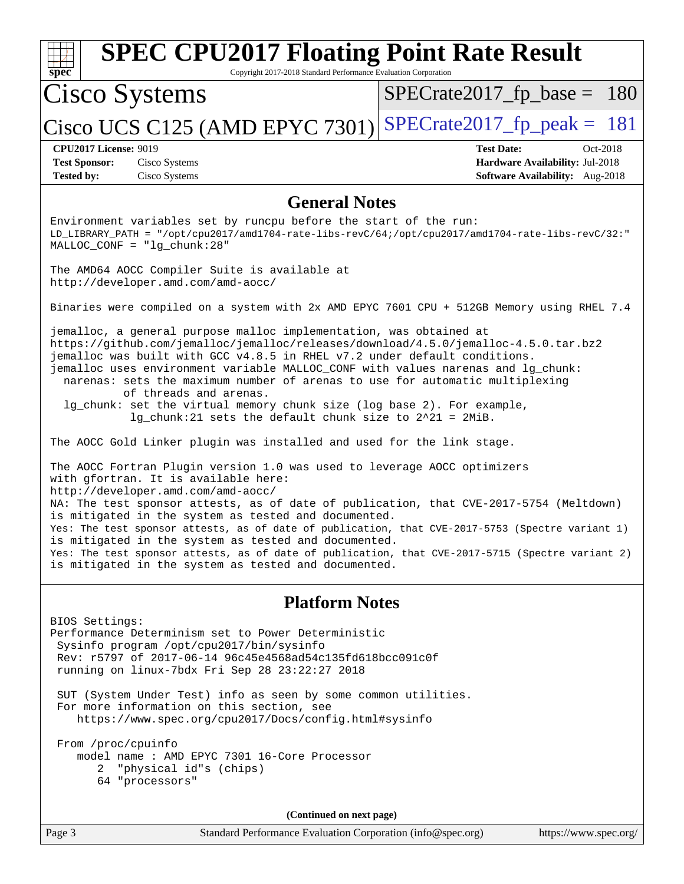## General Notes

```
Environment variables set by runcpu before the start of the run:
LD_LIBRARY_PATH = "/opt/cpu2017/amd1704-rate-libs-revC/64;/opt/cpu2017/amd1704-rate-libs-revC/32:"
MALLOC_CONF = "lg_chunk:28"

The AMD64 AOCC Compiler Suite is available at
http://developer.amd.com/amd-aocc/

Binaries were compiled on a system with 2x AMD EPYC 7601 CPU + 512GB Memory using RHEL 7.4

jemalloc, a general purpose malloc implementation, was obtained at
https://github.com/jemalloc/jemalloc/releases/download/4.5.0/jemalloc-4.5.0.tar.bz2
jemalloc was built with GCC v4.8.5 in RHEL v7.2 under default conditions.
jemalloc uses environment variable MALLOC_CONF with values narenas and lg_chunk:
  narenas: sets the maximum number of arenas to use for automatic multiplexing
           of threads and arenas.
  lg_chunk: set the virtual memory chunk size (log base 2). For example,
            lg_chunk:21 sets the default chunk size to 2^21 = 2MiB.

The AOCC Gold Linker plugin was installed and used for the link stage.

The AOCC Fortran Plugin version 1.0 was used to leverage AOCC optimizers
with gfortran. It is available here:
http://developer.amd.com/amd-aocc/
NA: The test sponsor attests, as of date of publication, that CVE-2017-5754 (Meltdown)
is mitigated in the system as tested and documented.
Yes: The test sponsor attests, as of date of publication, that CVE-2017-5753 (Spectre variant 1)
is mitigated in the system as tested and documented.
Yes: The test sponsor attests, as of date of publication, that CVE-2017-5715 (Spectre variant 2)
is mitigated in the system as tested and documented.
```

## Platform Notes

```
BIOS Settings:
Performance Determinism set to Power Deterministic
 Sysinfo program /opt/cpu2017/bin/sysinfo
 Rev: r5797 of 2017-06-14 96c45e4568ad54c135fd618bcc091c0f
 running on linux-7bdx Fri Sep 28 23:22:27 2018

 SUT (System Under Test) info as seen by some common utilities.
 For more information on this section, see
    https://www.spec.org/cpu2017/Docs/config.html#sysinfo

 From /proc/cpuinfo
    model name : AMD EPYC 7301 16-Core Processor
       2  "physical id"s (chips)
       64 "processors"
```

(Continued on next page)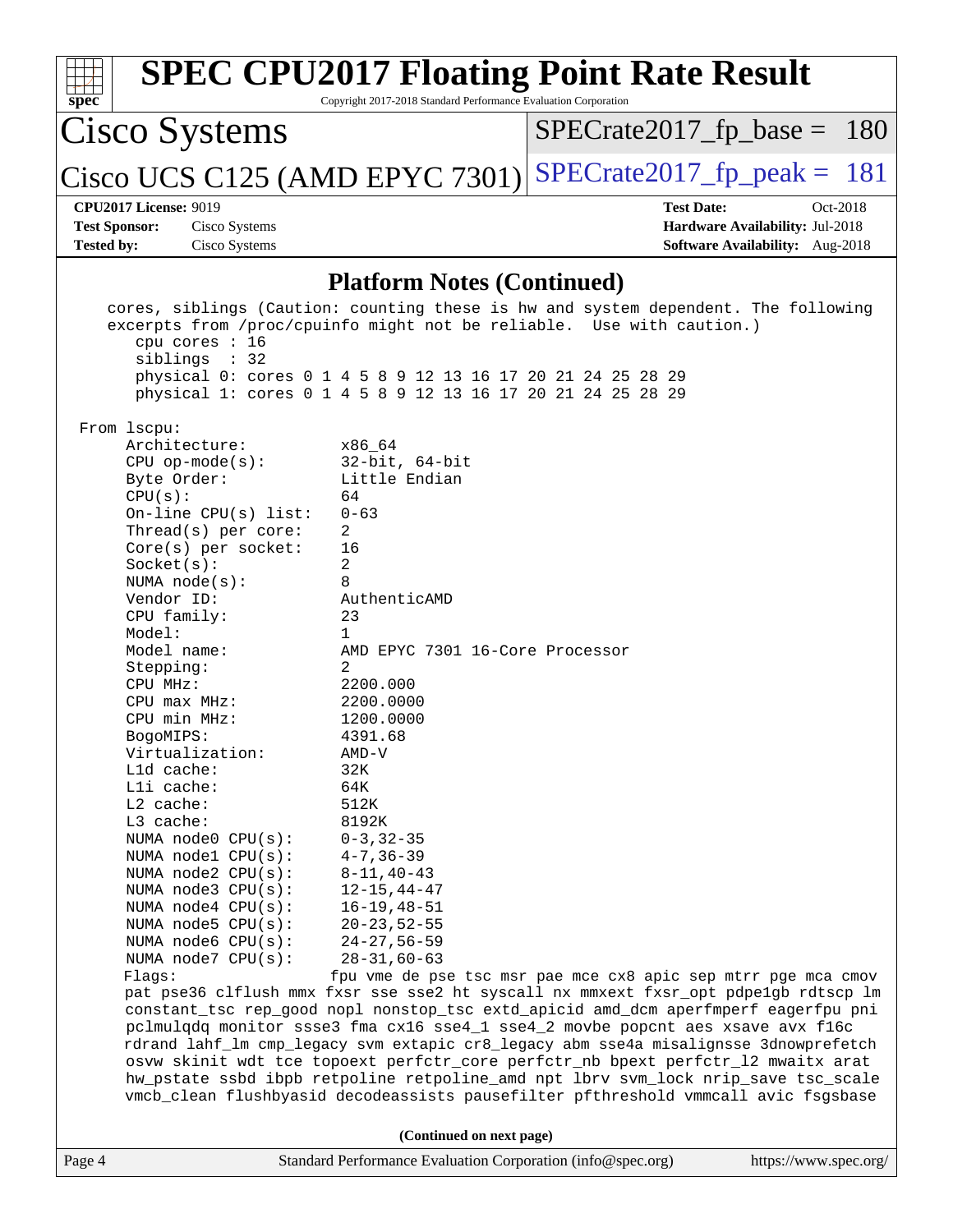# SPEC CPU2017 Floating Point Rate Result

Copyright 2017-2018 Standard Performance Evaluation Corporation

**Cisco Systems**

**Cisco UCS C125 (AMD EPYC 7301)**

SPECrate2017_fp_base = 180

SPECrate2017_fp_peak = 181

**CPU2017 License:** 9019
**Test Sponsor:** Cisco Systems
**Tested by:** Cisco Systems

**Test Date:** Oct-2018
**Hardware Availability:** Jul-2018
**Software Availability:** Aug-2018

## Platform Notes (Continued)

```
    cores, siblings (Caution: counting these is hw and system dependent. The following
    excerpts from /proc/cpuinfo might not be reliable.  Use with caution.)
       cpu cores : 16
       siblings  : 32
       physical 0: cores 0 1 4 5 8 9 12 13 16 17 20 21 24 25 28 29
       physical 1: cores 0 1 4 5 8 9 12 13 16 17 20 21 24 25 28 29

 From lscpu:
      Architecture:          x86_64
      CPU op-mode(s):        32-bit, 64-bit
      Byte Order:            Little Endian
      CPU(s):                64
      On-line CPU(s) list:   0-63
      Thread(s) per core:    2
      Core(s) per socket:    16
      Socket(s):             2
      NUMA node(s):          8
      Vendor ID:             AuthenticAMD
      CPU family:            23
      Model:                 1
      Model name:            AMD EPYC 7301 16-Core Processor
      Stepping:              2
      CPU MHz:               2200.000
      CPU max MHz:           2200.0000
      CPU min MHz:           1200.0000
      BogoMIPS:              4391.68
      Virtualization:        AMD-V
      L1d cache:             32K
      L1i cache:             64K
      L2 cache:              512K
      L3 cache:              8192K
      NUMA node0 CPU(s):     0-3,32-35
      NUMA node1 CPU(s):     4-7,36-39
      NUMA node2 CPU(s):     8-11,40-43
      NUMA node3 CPU(s):     12-15,44-47
      NUMA node4 CPU(s):     16-19,48-51
      NUMA node5 CPU(s):     20-23,52-55
      NUMA node6 CPU(s):     24-27,56-59
      NUMA node7 CPU(s):     28-31,60-63
      Flags:                fpu vme de pse tsc msr pae mce cx8 apic sep mtrr pge mca cmov
      pat pse36 clflush mmx fxsr sse sse2 ht syscall nx mmxext fxsr_opt pdpe1gb rdtscp lm
      constant_tsc rep_good nopl nonstop_tsc extd_apicid amd_dcm aperfmperf eagerfpu pni
      pclmulqdq monitor ssse3 fma cx16 sse4_1 sse4_2 movbe popcnt aes xsave avx f16c
      rdrand lahf_lm cmp_legacy svm extapic cr8_legacy abm sse4a misalignsse 3dnowprefetch
      osvw skinit wdt tce topoext perfctr_core perfctr_nb bpext perfctr_l2 mwaitx arat
      hw_pstate ssbd ibpb retpoline retpoline_amd npt lbrv svm_lock nrip_save tsc_scale
      vmcb_clean flushbyasid decodeassists pausefilter pfthreshold vmmcall avic fsgsbase
```

**(Continued on next page)**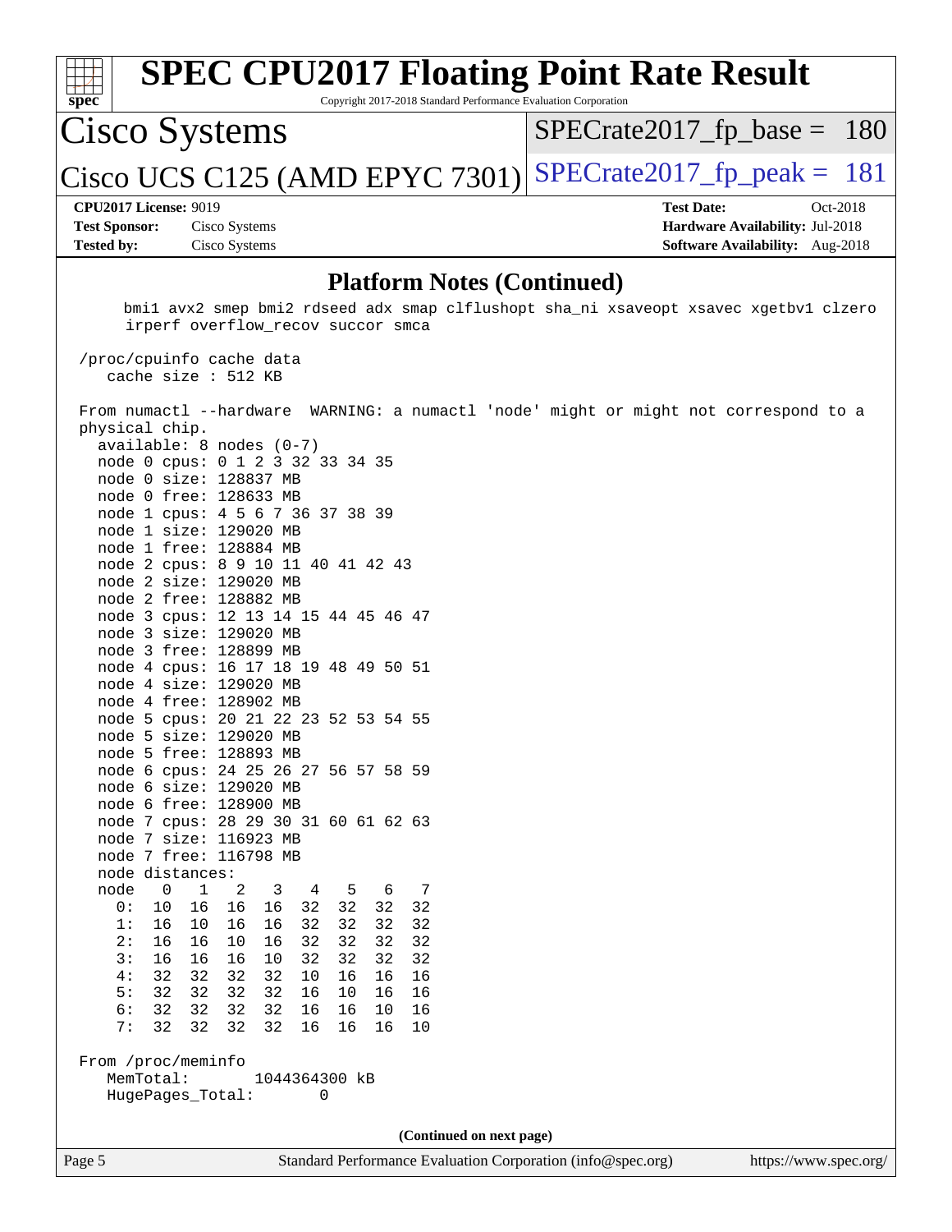# SPEC CPU2017 Floating Point Rate Result

Copyright 2017-2018 Standard Performance Evaluation Corporation

**Cisco Systems**

**Cisco UCS C125 (AMD EPYC 7301)**

SPECrate2017_fp_base = 180

SPECrate2017_fp_peak = 181

**CPU2017 License:** 9019
**Test Sponsor:** Cisco Systems
**Tested by:** Cisco Systems

**Test Date:** Oct-2018
**Hardware Availability:** Jul-2018
**Software Availability:** Aug-2018

## Platform Notes (Continued)

```
      bmi1 avx2 smep bmi2 rdseed adx smap clflushopt sha_ni xsaveopt xsavec xgetbv1 clzero
      irperf overflow_recov succor smca

 /proc/cpuinfo cache data
    cache size : 512 KB

 From numactl --hardware  WARNING: a numactl 'node' might or might not correspond to a
 physical chip.
   available: 8 nodes (0-7)
   node 0 cpus: 0 1 2 3 32 33 34 35
   node 0 size: 128837 MB
   node 0 free: 128633 MB
   node 1 cpus: 4 5 6 7 36 37 38 39
   node 1 size: 129020 MB
   node 1 free: 128884 MB
   node 2 cpus: 8 9 10 11 40 41 42 43
   node 2 size: 129020 MB
   node 2 free: 128882 MB
   node 3 cpus: 12 13 14 15 44 45 46 47
   node 3 size: 129020 MB
   node 3 free: 128899 MB
   node 4 cpus: 16 17 18 19 48 49 50 51
   node 4 size: 129020 MB
   node 4 free: 128902 MB
   node 5 cpus: 20 21 22 23 52 53 54 55
   node 5 size: 129020 MB
   node 5 free: 128893 MB
   node 6 cpus: 24 25 26 27 56 57 58 59
   node 6 size: 129020 MB
   node 6 free: 128900 MB
   node 7 cpus: 28 29 30 31 60 61 62 63
   node 7 size: 116923 MB
   node 7 free: 116798 MB
   node distances:
   node   0   1   2   3   4   5   6   7
     0:  10  16  16  16  32  32  32  32
     1:  16  10  16  16  32  32  32  32
     2:  16  16  10  16  32  32  32  32
     3:  16  16  16  10  32  32  32  32
     4:  32  32  32  32  10  16  16  16
     5:  32  32  32  32  16  10  16  16
     6:  32  32  32  32  16  16  10  16
     7:  32  32  32  32  16  16  16  10

 From /proc/meminfo
    MemTotal:       1044364300 kB
    HugePages_Total:       0
```

**(Continued on next page)**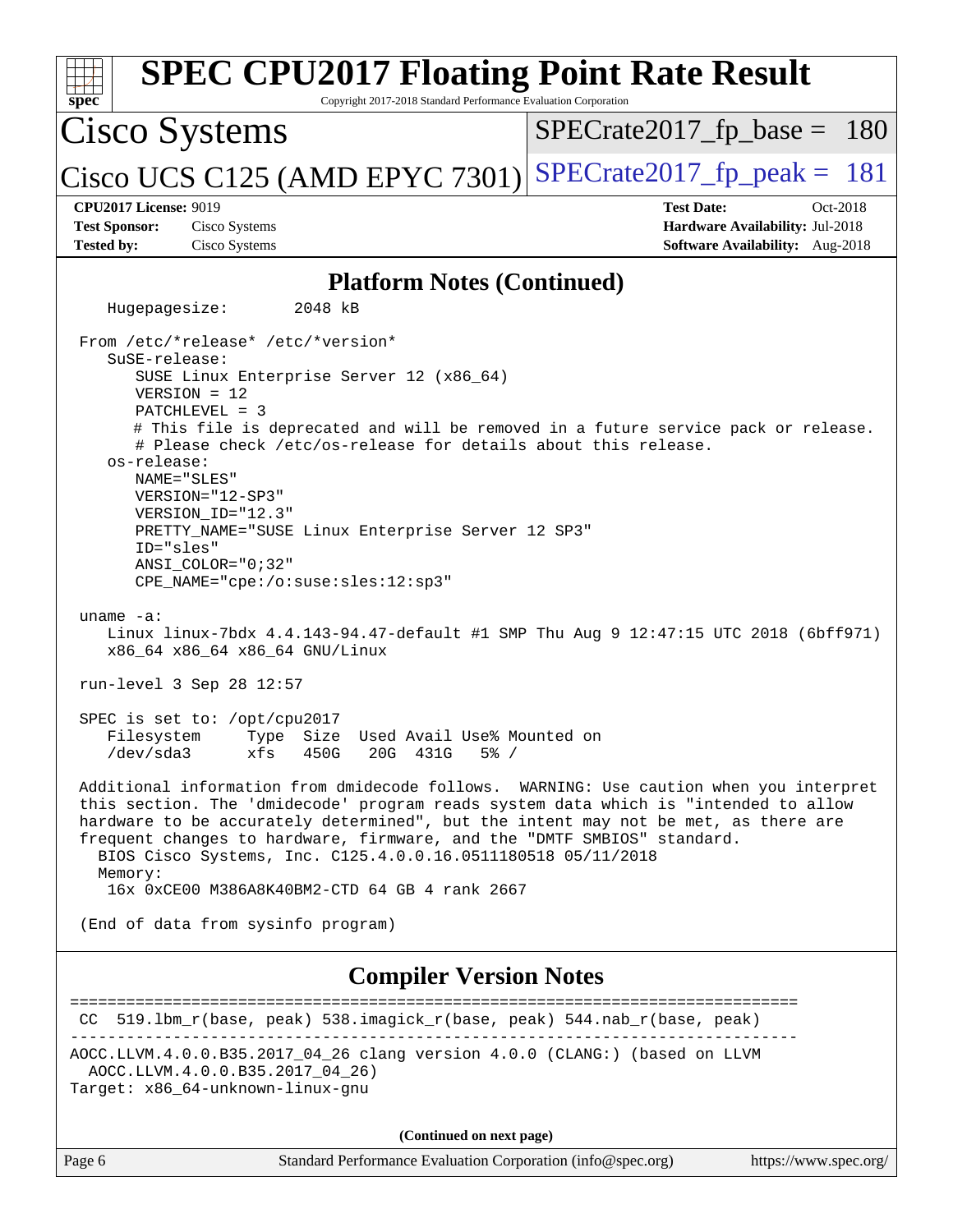## Platform Notes (Continued)

```
   Hugepagesize:        2048 kB

 From /etc/*release* /etc/*version*
   SuSE-release:
      SUSE Linux Enterprise Server 12 (x86_64)
      VERSION = 12
      PATCHLEVEL = 3
      # This file is deprecated and will be removed in a future service pack or release.
      # Please check /etc/os-release for details about this release.
   os-release:
      NAME="SLES"
      VERSION="12-SP3"
      VERSION_ID="12.3"
      PRETTY_NAME="SUSE Linux Enterprise Server 12 SP3"
      ID="sles"
      ANSI_COLOR="0;32"
      CPE_NAME="cpe:/o:suse:sles:12:sp3"

 uname -a:
    Linux linux-7bdx 4.4.143-94.47-default #1 SMP Thu Aug 9 12:47:15 UTC 2018 (6bff971)
    x86_64 x86_64 x86_64 GNU/Linux

 run-level 3 Sep 28 12:57

 SPEC is set to: /opt/cpu2017
    Filesystem     Type  Size  Used Avail Use% Mounted on
    /dev/sda3      xfs   450G   20G  431G   5% /

 Additional information from dmidecode follows.  WARNING: Use caution when you interpret
 this section. The 'dmidecode' program reads system data which is "intended to allow
 hardware to be accurately determined", but the intent may not be met, as there are
 frequent changes to hardware, firmware, and the "DMTF SMBIOS" standard.
   BIOS Cisco Systems, Inc. C125.4.0.0.16.0511180518 05/11/2018
   Memory:
    16x 0xCE00 M386A8K40BM2-CTD 64 GB 4 rank 2667

 (End of data from sysinfo program)
```

## Compiler Version Notes

```
==============================================================================
 CC  519.lbm_r(base, peak) 538.imagick_r(base, peak) 544.nab_r(base, peak)
------------------------------------------------------------------------------
AOCC.LLVM.4.0.0.B35.2017_04_26 clang version 4.0.0 (CLANG:) (based on LLVM
  AOCC.LLVM.4.0.0.B35.2017_04_26)
Target: x86_64-unknown-linux-gnu
```

(Continued on next page)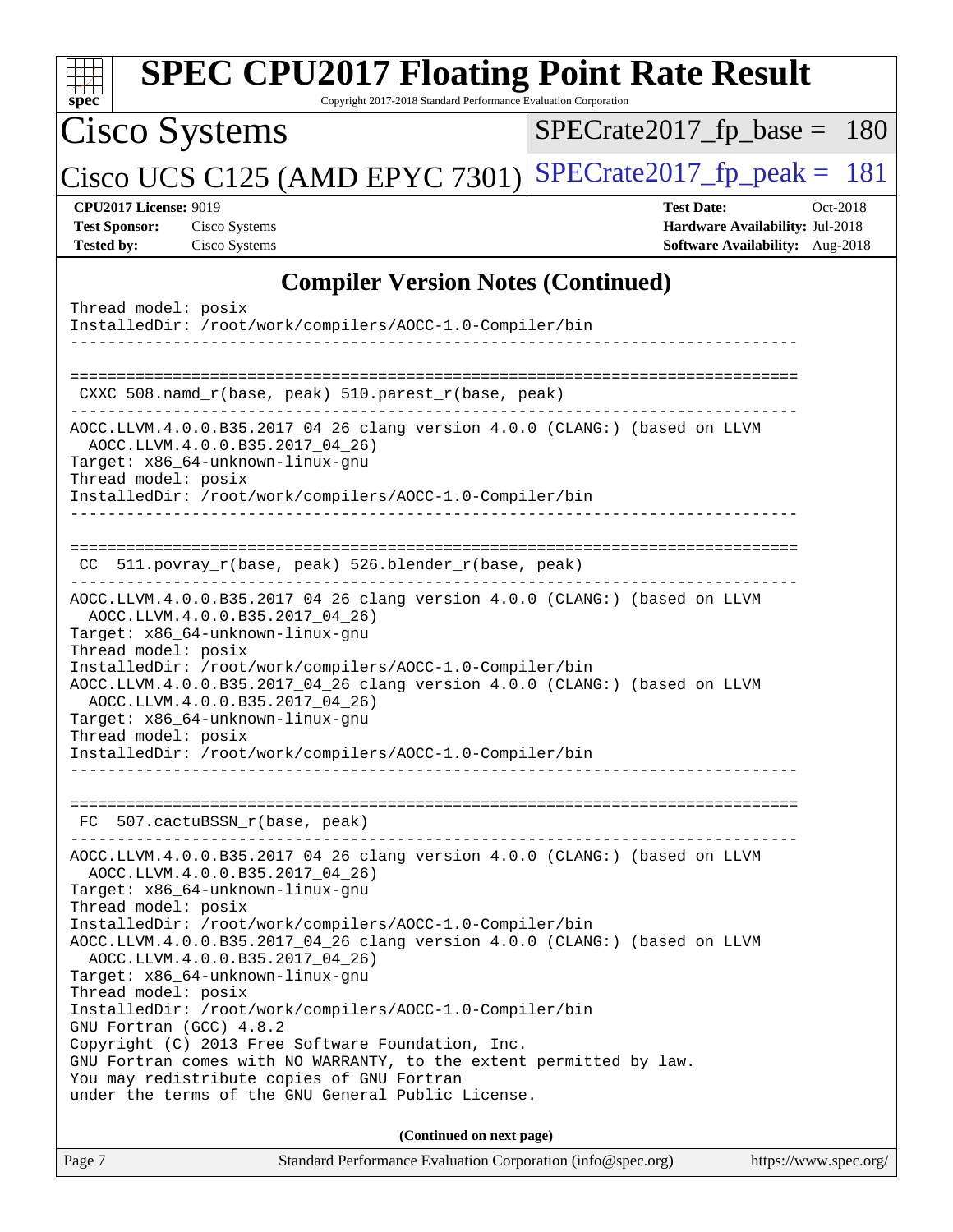## Compiler Version Notes (Continued)

```
Thread model: posix
InstalledDir: /root/work/compilers/AOCC-1.0-Compiler/bin
------------------------------------------------------------------------------

==============================================================================
 CXXC 508.namd_r(base, peak) 510.parest_r(base, peak)
------------------------------------------------------------------------------
AOCC.LLVM.4.0.0.B35.2017_04_26 clang version 4.0.0 (CLANG:) (based on LLVM
  AOCC.LLVM.4.0.0.B35.2017_04_26)
Target: x86_64-unknown-linux-gnu
Thread model: posix
InstalledDir: /root/work/compilers/AOCC-1.0-Compiler/bin
------------------------------------------------------------------------------

==============================================================================
 CC  511.povray_r(base, peak) 526.blender_r(base, peak)
------------------------------------------------------------------------------
AOCC.LLVM.4.0.0.B35.2017_04_26 clang version 4.0.0 (CLANG:) (based on LLVM
  AOCC.LLVM.4.0.0.B35.2017_04_26)
Target: x86_64-unknown-linux-gnu
Thread model: posix
InstalledDir: /root/work/compilers/AOCC-1.0-Compiler/bin
AOCC.LLVM.4.0.0.B35.2017_04_26 clang version 4.0.0 (CLANG:) (based on LLVM
  AOCC.LLVM.4.0.0.B35.2017_04_26)
Target: x86_64-unknown-linux-gnu
Thread model: posix
InstalledDir: /root/work/compilers/AOCC-1.0-Compiler/bin
------------------------------------------------------------------------------

==============================================================================
 FC  507.cactuBSSN_r(base, peak)
------------------------------------------------------------------------------
AOCC.LLVM.4.0.0.B35.2017_04_26 clang version 4.0.0 (CLANG:) (based on LLVM
  AOCC.LLVM.4.0.0.B35.2017_04_26)
Target: x86_64-unknown-linux-gnu
Thread model: posix
InstalledDir: /root/work/compilers/AOCC-1.0-Compiler/bin
AOCC.LLVM.4.0.0.B35.2017_04_26 clang version 4.0.0 (CLANG:) (based on LLVM
  AOCC.LLVM.4.0.0.B35.2017_04_26)
Target: x86_64-unknown-linux-gnu
Thread model: posix
InstalledDir: /root/work/compilers/AOCC-1.0-Compiler/bin
GNU Fortran (GCC) 4.8.2
Copyright (C) 2013 Free Software Foundation, Inc.
GNU Fortran comes with NO WARRANTY, to the extent permitted by law.
You may redistribute copies of GNU Fortran
under the terms of the GNU General Public License.
```

**(Continued on next page)**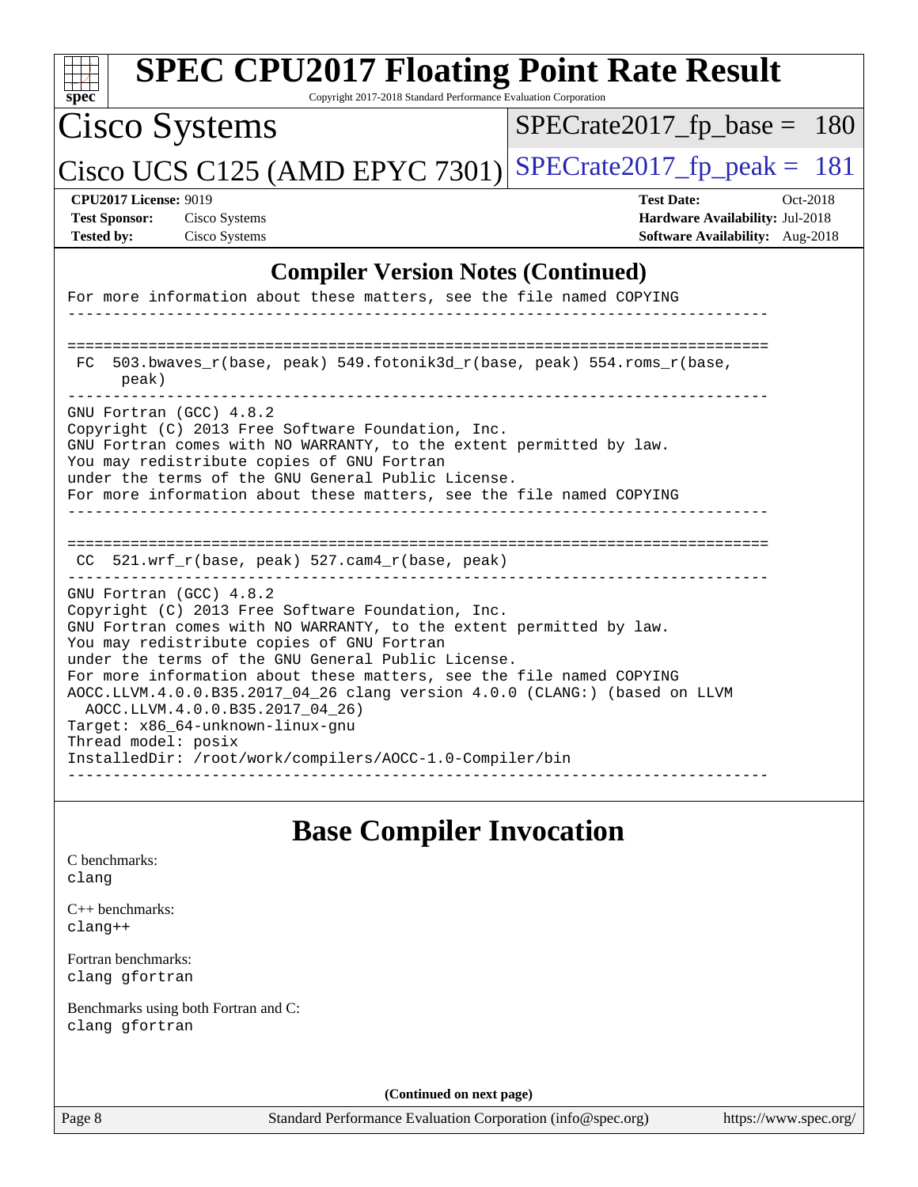## Compiler Version Notes (Continued)

```
For more information about these matters, see the file named COPYING
------------------------------------------------------------------------------

==============================================================================
 FC  503.bwaves_r(base, peak) 549.fotonik3d_r(base, peak) 554.roms_r(base,
      peak)
------------------------------------------------------------------------------
GNU Fortran (GCC) 4.8.2
Copyright (C) 2013 Free Software Foundation, Inc.
GNU Fortran comes with NO WARRANTY, to the extent permitted by law.
You may redistribute copies of GNU Fortran
under the terms of the GNU General Public License.
For more information about these matters, see the file named COPYING
------------------------------------------------------------------------------

==============================================================================
 CC  521.wrf_r(base, peak) 527.cam4_r(base, peak)
------------------------------------------------------------------------------
GNU Fortran (GCC) 4.8.2
Copyright (C) 2013 Free Software Foundation, Inc.
GNU Fortran comes with NO WARRANTY, to the extent permitted by law.
You may redistribute copies of GNU Fortran
under the terms of the GNU General Public License.
For more information about these matters, see the file named COPYING
AOCC.LLVM.4.0.0.B35.2017_04_26 clang version 4.0.0 (CLANG:) (based on LLVM
  AOCC.LLVM.4.0.0.B35.2017_04_26)
Target: x86_64-unknown-linux-gnu
Thread model: posix
InstalledDir: /root/work/compilers/AOCC-1.0-Compiler/bin
------------------------------------------------------------------------------
```

## Base Compiler Invocation

C benchmarks:
clang

C++ benchmarks:
clang++

Fortran benchmarks:
clang gfortran

Benchmarks using both Fortran and C:
clang gfortran

**(Continued on next page)**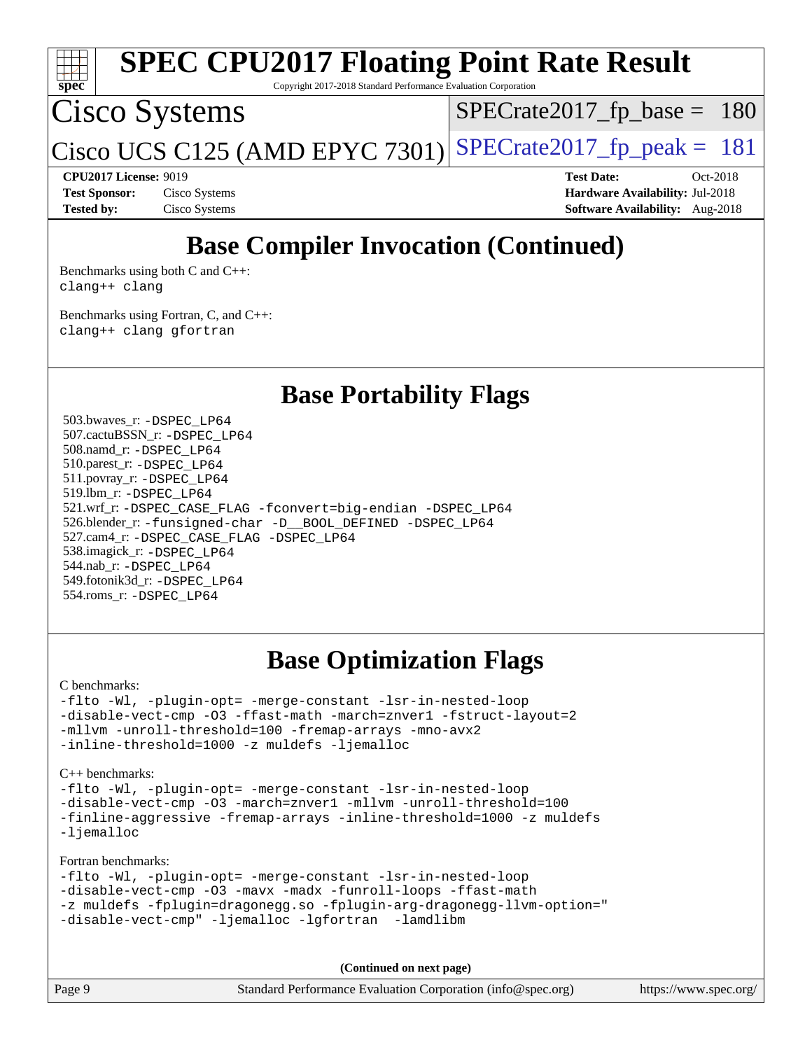# Base Compiler Invocation (Continued)

Benchmarks using both C and C++:
```
clang++ clang
```

Benchmarks using Fortran, C, and C++:
```
clang++ clang gfortran
```

# Base Portability Flags

503.bwaves_r: `-DSPEC_LP64`
507.cactuBSSN_r: `-DSPEC_LP64`
508.namd_r: `-DSPEC_LP64`
510.parest_r: `-DSPEC_LP64`
511.povray_r: `-DSPEC_LP64`
519.lbm_r: `-DSPEC_LP64`
521.wrf_r: `-DSPEC_CASE_FLAG -fconvert=big-endian -DSPEC_LP64`
526.blender_r: `-funsigned-char -D__BOOL_DEFINED -DSPEC_LP64`
527.cam4_r: `-DSPEC_CASE_FLAG -DSPEC_LP64`
538.imagick_r: `-DSPEC_LP64`
544.nab_r: `-DSPEC_LP64`
549.fotonik3d_r: `-DSPEC_LP64`
554.roms_r: `-DSPEC_LP64`

# Base Optimization Flags

C benchmarks:
```
-flto -Wl, -plugin-opt= -merge-constant -lsr-in-nested-loop
-disable-vect-cmp -O3 -ffast-math -march=znver1 -fstruct-layout=2
-mllvm -unroll-threshold=100 -fremap-arrays -mno-avx2
-inline-threshold=1000 -z muldefs -ljemalloc
```

C++ benchmarks:
```
-flto -Wl, -plugin-opt= -merge-constant -lsr-in-nested-loop
-disable-vect-cmp -O3 -march=znver1 -mllvm -unroll-threshold=100
-finline-aggressive -fremap-arrays -inline-threshold=1000 -z muldefs
-ljemalloc
```

Fortran benchmarks:
```
-flto -Wl, -plugin-opt= -merge-constant -lsr-in-nested-loop
-disable-vect-cmp -O3 -mavx -madx -funroll-loops -ffast-math
-z muldefs -fplugin=dragonegg.so -fplugin-arg-dragonegg-llvm-option="
-disable-vect-cmp" -ljemalloc -lgfortran  -lamdlibm
```

(Continued on next page)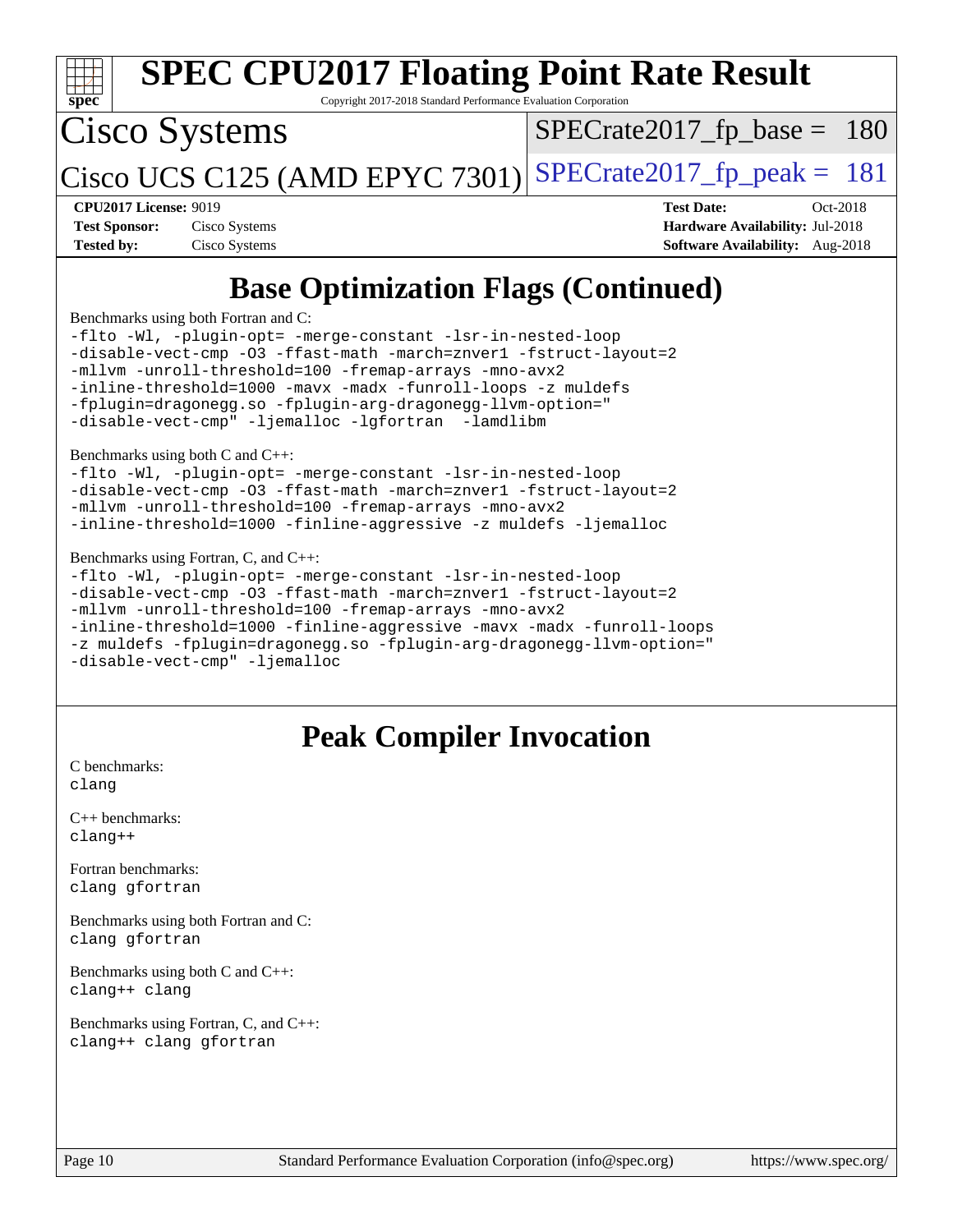## Base Optimization Flags (Continued)

Benchmarks using both Fortran and C:

```
-flto -Wl, -plugin-opt= -merge-constant -lsr-in-nested-loop
-disable-vect-cmp -O3 -ffast-math -march=znver1 -fstruct-layout=2
-mllvm -unroll-threshold=100 -fremap-arrays -mno-avx2
-inline-threshold=1000 -mavx -madx -funroll-loops -z muldefs
-fplugin=dragonegg.so -fplugin-arg-dragonegg-llvm-option="
-disable-vect-cmp" -ljemalloc -lgfortran  -lamdlibm
```

Benchmarks using both C and C++:

```
-flto -Wl, -plugin-opt= -merge-constant -lsr-in-nested-loop
-disable-vect-cmp -O3 -ffast-math -march=znver1 -fstruct-layout=2
-mllvm -unroll-threshold=100 -fremap-arrays -mno-avx2
-inline-threshold=1000 -finline-aggressive -z muldefs -ljemalloc
```

Benchmarks using Fortran, C, and C++:

```
-flto -Wl, -plugin-opt= -merge-constant -lsr-in-nested-loop
-disable-vect-cmp -O3 -ffast-math -march=znver1 -fstruct-layout=2
-mllvm -unroll-threshold=100 -fremap-arrays -mno-avx2
-inline-threshold=1000 -finline-aggressive -mavx -madx -funroll-loops
-z muldefs -fplugin=dragonegg.so -fplugin-arg-dragonegg-llvm-option="
-disable-vect-cmp" -ljemalloc
```

## Peak Compiler Invocation

C benchmarks:
`clang`

C++ benchmarks:
`clang++`

Fortran benchmarks:
`clang gfortran`

Benchmarks using both Fortran and C:
`clang gfortran`

Benchmarks using both C and C++:
`clang++ clang`

Benchmarks using Fortran, C, and C++:
`clang++ clang gfortran`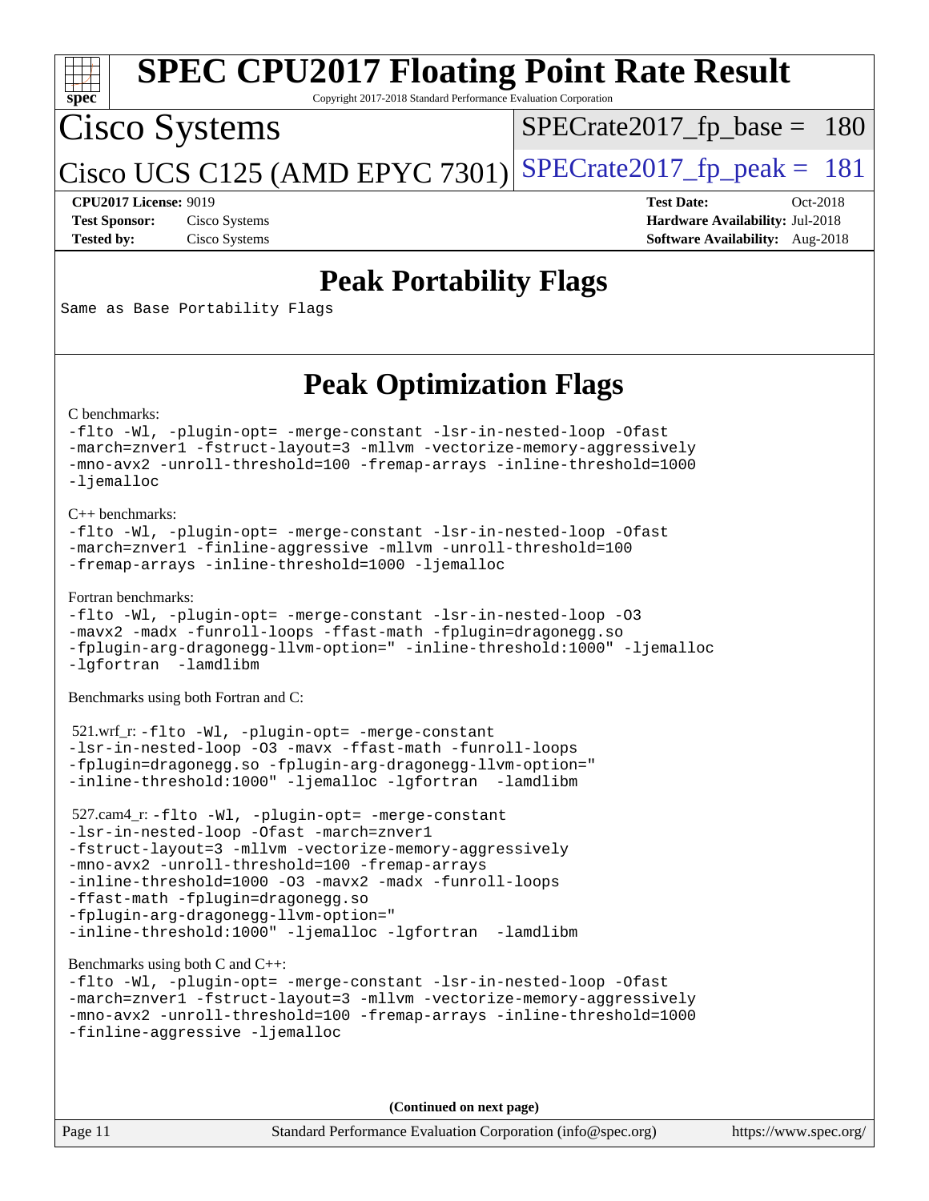# Peak Portability Flags

Same as Base Portability Flags

# Peak Optimization Flags

C benchmarks:

-flto -Wl, -plugin-opt= -merge-constant -lsr-in-nested-loop -Ofast -march=znver1 -fstruct-layout=3 -mllvm -vectorize-memory-aggressively -mno-avx2 -unroll-threshold=100 -fremap-arrays -inline-threshold=1000 -ljemalloc

C++ benchmarks:

-flto -Wl, -plugin-opt= -merge-constant -lsr-in-nested-loop -Ofast -march=znver1 -finline-aggressive -mllvm -unroll-threshold=100 -fremap-arrays -inline-threshold=1000 -ljemalloc

Fortran benchmarks:

-flto -Wl, -plugin-opt= -merge-constant -lsr-in-nested-loop -O3 -mavx2 -madx -funroll-loops -ffast-math -fplugin=dragonegg.so -fplugin-arg-dragonegg-llvm-option=" -inline-threshold:1000" -ljemalloc -lgfortran -lamdlibm

Benchmarks using both Fortran and C:

521.wrf_r: -flto -Wl, -plugin-opt= -merge-constant -lsr-in-nested-loop -O3 -mavx -ffast-math -funroll-loops -fplugin=dragonegg.so -fplugin-arg-dragonegg-llvm-option=" -inline-threshold:1000" -ljemalloc -lgfortran -lamdlibm

527.cam4_r: -flto -Wl, -plugin-opt= -merge-constant -lsr-in-nested-loop -Ofast -march=znver1 -fstruct-layout=3 -mllvm -vectorize-memory-aggressively -mno-avx2 -unroll-threshold=100 -fremap-arrays -inline-threshold=1000 -O3 -mavx2 -madx -funroll-loops -ffast-math -fplugin=dragonegg.so -fplugin-arg-dragonegg-llvm-option=" -inline-threshold:1000" -ljemalloc -lgfortran -lamdlibm

Benchmarks using both C and C++:

-flto -Wl, -plugin-opt= -merge-constant -lsr-in-nested-loop -Ofast -march=znver1 -fstruct-layout=3 -mllvm -vectorize-memory-aggressively -mno-avx2 -unroll-threshold=100 -fremap-arrays -inline-threshold=1000 -finline-aggressive -ljemalloc

(Continued on next page)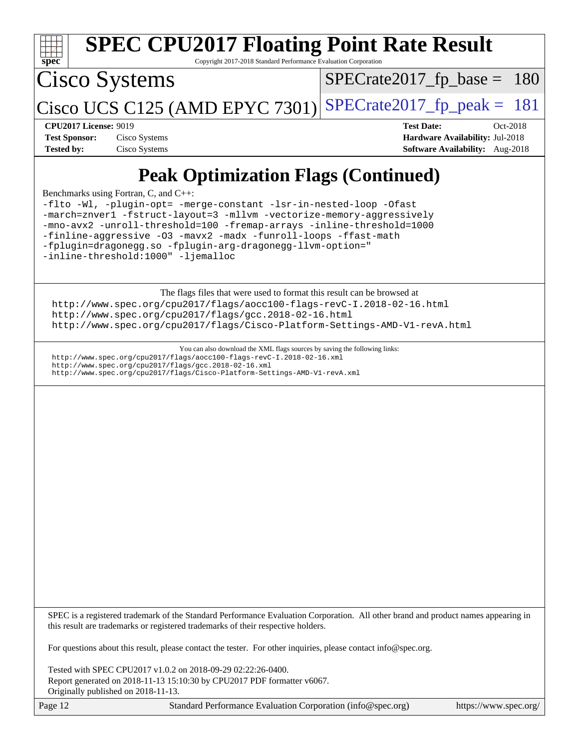# Peak Optimization Flags (Continued)

Benchmarks using Fortran, C, and C++:

```
-flto -Wl, -plugin-opt= -merge-constant -lsr-in-nested-loop -Ofast
-march=znver1 -fstruct-layout=3 -mllvm -vectorize-memory-aggressively
-mno-avx2 -unroll-threshold=100 -fremap-arrays -inline-threshold=1000
-finline-aggressive -O3 -mavx2 -madx -funroll-loops -ffast-math
-fplugin=dragonegg.so -fplugin-arg-dragonegg-llvm-option="
-inline-threshold:1000" -ljemalloc
```

The flags files that were used to format this result can be browsed at

http://www.spec.org/cpu2017/flags/aocc100-flags-revC-I.2018-02-16.html
http://www.spec.org/cpu2017/flags/gcc.2018-02-16.html
http://www.spec.org/cpu2017/flags/Cisco-Platform-Settings-AMD-V1-revA.html

You can also download the XML flags sources by saving the following links:

http://www.spec.org/cpu2017/flags/aocc100-flags-revC-I.2018-02-16.xml
http://www.spec.org/cpu2017/flags/gcc.2018-02-16.xml
http://www.spec.org/cpu2017/flags/Cisco-Platform-Settings-AMD-V1-revA.xml

SPEC is a registered trademark of the Standard Performance Evaluation Corporation. All other brand and product names appearing in this result are trademarks or registered trademarks of their respective holders.

For questions about this result, please contact the tester. For other inquiries, please contact info@spec.org.

Tested with SPEC CPU2017 v1.0.2 on 2018-09-29 02:22:26-0400.
Report generated on 2018-11-13 15:10:30 by CPU2017 PDF formatter v6067.
Originally published on 2018-11-13.